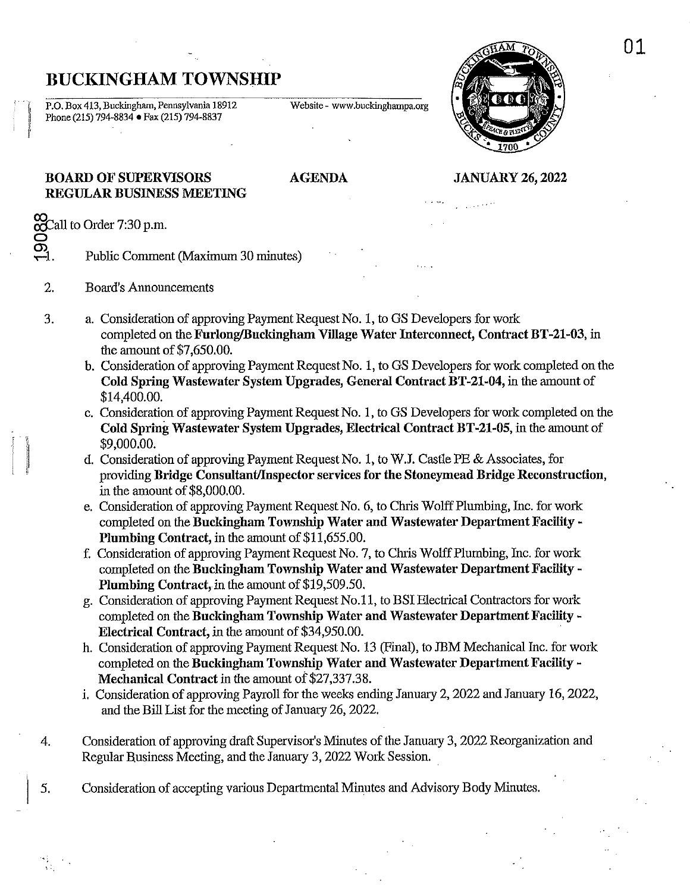# BUCKINGHAM TOWNSHIP

P.O. Box 413, Buckingham, Pennsylvania 18912
Phone (215) 794-8834 • Fax (215) 794-8837

Website - www.buckinghampa.org

**BOARD OF SUPERVISORS REGULAR BUSINESS MEETING** **AGENDA** **JANUARY 26, 2022**

Call to Order 7:30 p.m.

1. Public Comment (Maximum 30 minutes)

2. Board's Announcements

3. a. Consideration of approving Payment Request No. 1, to GS Developers for work completed on the **Furlong/Buckingham Village Water Interconnect, Contract BT-21-03**, in the amount of $7,650.00.
   b. Consideration of approving Payment Request No. 1, to GS Developers for work completed on the **Cold Spring Wastewater System Upgrades, General Contract BT-21-04,** in the amount of $14,400.00.
   c. Consideration of approving Payment Request No. 1, to GS Developers for work completed on the **Cold Spring Wastewater System Upgrades, Electrical Contract BT-21-05**, in the amount of $9,000.00.
   d. Consideration of approving Payment Request No. 1, to W.J. Castle PE & Associates, for providing **Bridge Consultant/Inspector services for the Stoneymead Bridge Reconstruction**, in the amount of $8,000.00.
   e. Consideration of approving Payment Request No. 6, to Chris Wolff Plumbing, Inc. for work completed on the **Buckingham Township Water and Wastewater Department Facility - Plumbing Contract,** in the amount of $11,655.00.
   f. Consideration of approving Payment Request No. 7, to Chris Wolff Plumbing, Inc. for work completed on the **Buckingham Township Water and Wastewater Department Facility - Plumbing Contract,** in the amount of $19,509.50.
   g. Consideration of approving Payment Request No.11, to BSI Electrical Contractors for work completed on the **Buckingham Township Water and Wastewater Department Facility - Electrical Contract,** in the amount of $34,950.00.
   h. Consideration of approving Payment Request No. 13 (Final), to JBM Mechanical Inc. for work completed on the **Buckingham Township Water and Wastewater Department Facility - Mechanical Contract** in the amount of $27,337.38.
   i. Consideration of approving Payroll for the weeks ending January 2, 2022 and January 16, 2022, and the Bill List for the meeting of January 26, 2022.

4. Consideration of approving draft Supervisor's Minutes of the January 3, 2022 Reorganization and Regular Business Meeting, and the January 3, 2022 Work Session.

5. Consideration of accepting various Departmental Minutes and Advisory Body Minutes.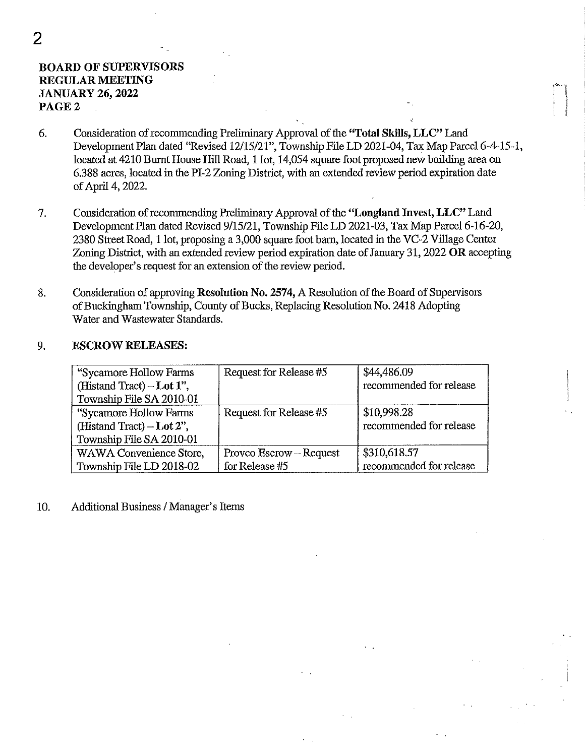**BOARD OF SUPERVISORS**
**REGULAR MEETING**
**JANUARY 26, 2022**
**PAGE 2**

6. Consideration of recommending Preliminary Approval of the **"Total Skills, LLC"** Land Development Plan dated "Revised 12/15/21", Township File LD 2021-04, Tax Map Parcel 6-4-15-1, located at 4210 Burnt House Hill Road, 1 lot, 14,054 square foot proposed new building area on 6.388 acres, located in the PI-2 Zoning District, with an extended review period expiration date of April 4, 2022.

7. Consideration of recommending Preliminary Approval of the **"Longland Invest, LLC"** Land Development Plan dated Revised 9/15/21, Township File LD 2021-03, Tax Map Parcel 6-16-20, 2380 Street Road, 1 lot, proposing a 3,000 square foot barn, located in the VC-2 Village Center Zoning District, with an extended review period expiration date of January 31, 2022 **OR** accepting the developer's request for an extension of the review period.

8. Consideration of approving **Resolution No. 2574,** A Resolution of the Board of Supervisors of Buckingham Township, County of Bucks, Replacing Resolution No. 2418 Adopting Water and Wastewater Standards.

9. **ESCROW RELEASES:**

| | | |
|---|---|---|
| "Sycamore Hollow Farms (Histand Tract) – **Lot 1**", Township File SA 2010-01 | Request for Release #5 | $44,486.09 recommended for release |
| "Sycamore Hollow Farms (Histand Tract) – **Lot 2**", Township File SA 2010-01 | Request for Release #5 | $10,998.28 recommended for release |
| WAWA Convenience Store, Township File LD 2018-02 | Provco Escrow – Request for Release #5 | $310,618.57 recommended for release |

10. Additional Business / Manager's Items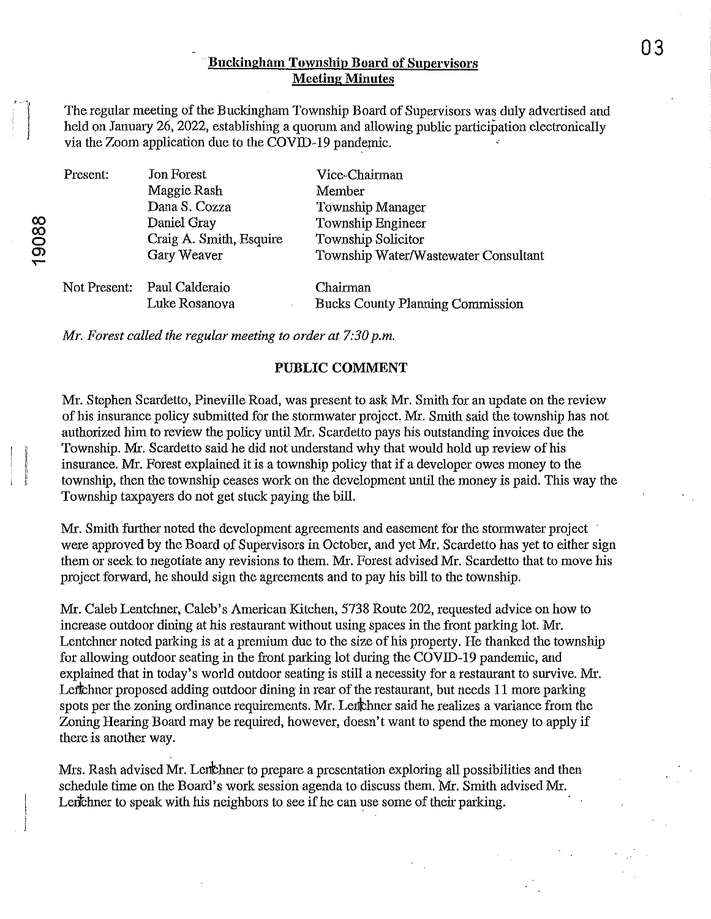**Buckingham Township Board of Supervisors**
**Meeting Minutes**

The regular meeting of the Buckingham Township Board of Supervisors was duly advertised and held on January 26, 2022, establishing a quorum and allowing public participation electronically via the Zoom application due to the COVID-19 pandemic.

| | | |
|---|---|---|
| Present: | Jon Forest | Vice-Chairman |
| | Maggie Rash | Member |
| | Dana S. Cozza | Township Manager |
| | Daniel Gray | Township Engineer |
| | Craig A. Smith, Esquire | Township Solicitor |
| | Gary Weaver | Township Water/Wastewater Consultant |
| Not Present: | Paul Calderaio | Chairman |
| | Luke Rosanova | Bucks County Planning Commission |

*Mr. Forest called the regular meeting to order at 7:30 p.m.*

## PUBLIC COMMENT

Mr. Stephen Scardetto, Pineville Road, was present to ask Mr. Smith for an update on the review of his insurance policy submitted for the stormwater project. Mr. Smith said the township has not authorized him to review the policy until Mr. Scardetto pays his outstanding invoices due the Township. Mr. Scardetto said he did not understand why that would hold up review of his insurance. Mr. Forest explained it is a township policy that if a developer owes money to the township, then the township ceases work on the development until the money is paid. This way the Township taxpayers do not get stuck paying the bill.

Mr. Smith further noted the development agreements and easement for the stormwater project were approved by the Board of Supervisors in October, and yet Mr. Scardetto has yet to either sign them or seek to negotiate any revisions to them. Mr. Forest advised Mr. Scardetto that to move his project forward, he should sign the agreements and to pay his bill to the township.

Mr. Caleb Lentchner, Caleb's American Kitchen, 5738 Route 202, requested advice on how to increase outdoor dining at his restaurant without using spaces in the front parking lot. Mr. Lentchner noted parking is at a premium due to the size of his property. He thanked the township for allowing outdoor seating in the front parking lot during the COVID-19 pandemic, and explained that in today's world outdoor seating is still a necessity for a restaurant to survive. Mr. Lentchner proposed adding outdoor dining in rear of the restaurant, but needs 11 more parking spots per the zoning ordinance requirements. Mr. Lentchner said he realizes a variance from the Zoning Hearing Board may be required, however, doesn't want to spend the money to apply if there is another way.

Mrs. Rash advised Mr. Lentchner to prepare a presentation exploring all possibilities and then schedule time on the Board's work session agenda to discuss them. Mr. Smith advised Mr. Lentchner to speak with his neighbors to see if he can use some of their parking.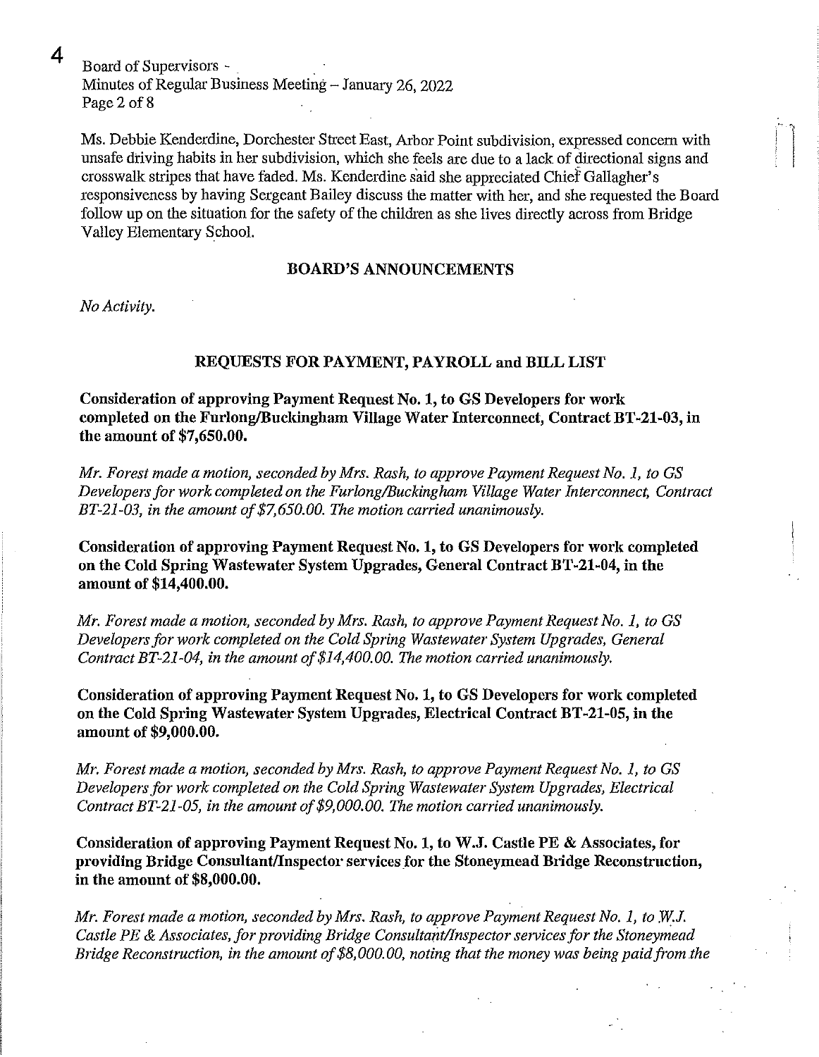Ms. Debbie Kenderdine, Dorchester Street East, Arbor Point subdivision, expressed concern with unsafe driving habits in her subdivision, which she feels are due to a lack of directional signs and crosswalk stripes that have faded. Ms. Kenderdine said she appreciated Chief Gallagher's responsiveness by having Sergeant Bailey discuss the matter with her, and she requested the Board follow up on the situation for the safety of the children as she lives directly across from Bridge Valley Elementary School.

## BOARD'S ANNOUNCEMENTS

*No Activity.*

## REQUESTS FOR PAYMENT, PAYROLL and BILL LIST

**Consideration of approving Payment Request No. 1, to GS Developers for work completed on the Furlong/Buckingham Village Water Interconnect, Contract BT-21-03, in the amount of $7,650.00.**

*Mr. Forest made a motion, seconded by Mrs. Rash, to approve Payment Request No. 1, to GS Developers for work completed on the Furlong/Buckingham Village Water Interconnect, Contract BT-21-03, in the amount of $7,650.00. The motion carried unanimously.*

**Consideration of approving Payment Request No. 1, to GS Developers for work completed on the Cold Spring Wastewater System Upgrades, General Contract BT-21-04, in the amount of $14,400.00.**

*Mr. Forest made a motion, seconded by Mrs. Rash, to approve Payment Request No. 1, to GS Developers for work completed on the Cold Spring Wastewater System Upgrades, General Contract BT-21-04, in the amount of $14,400.00. The motion carried unanimously.*

**Consideration of approving Payment Request No. 1, to GS Developers for work completed on the Cold Spring Wastewater System Upgrades, Electrical Contract BT-21-05, in the amount of $9,000.00.**

*Mr. Forest made a motion, seconded by Mrs. Rash, to approve Payment Request No. 1, to GS Developers for work completed on the Cold Spring Wastewater System Upgrades, Electrical Contract BT-21-05, in the amount of $9,000.00. The motion carried unanimously.*

**Consideration of approving Payment Request No. 1, to W.J. Castle PE & Associates, for providing Bridge Consultant/Inspector services for the Stoneymead Bridge Reconstruction, in the amount of $8,000.00.**

*Mr. Forest made a motion, seconded by Mrs. Rash, to approve Payment Request No. 1, to W.J. Castle PE & Associates, for providing Bridge Consultant/Inspector services for the Stoneymead Bridge Reconstruction, in the amount of $8,000.00, noting that the money was being paid from the*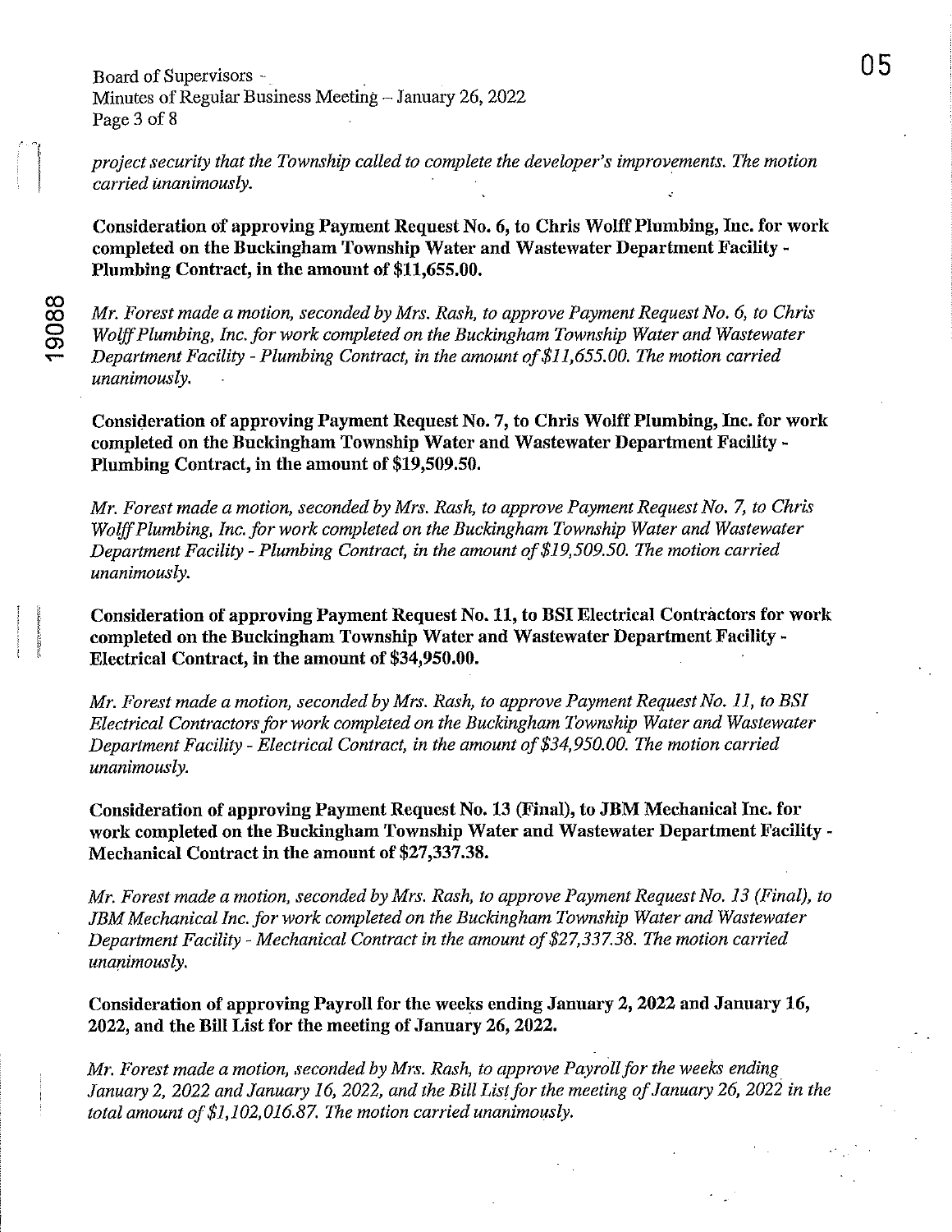*project security that the Township called to complete the developer's improvements. The motion carried unanimously.*

**Consideration of approving Payment Request No. 6, to Chris Wolff Plumbing, Inc. for work completed on the Buckingham Township Water and Wastewater Department Facility - Plumbing Contract, in the amount of $11,655.00.**

*Mr. Forest made a motion, seconded by Mrs. Rash, to approve Payment Request No. 6, to Chris Wolff Plumbing, Inc. for work completed on the Buckingham Township Water and Wastewater Department Facility - Plumbing Contract, in the amount of $11,655.00. The motion carried unanimously.*

**Consideration of approving Payment Request No. 7, to Chris Wolff Plumbing, Inc. for work completed on the Buckingham Township Water and Wastewater Department Facility - Plumbing Contract, in the amount of $19,509.50.**

*Mr. Forest made a motion, seconded by Mrs. Rash, to approve Payment Request No. 7, to Chris Wolff Plumbing, Inc. for work completed on the Buckingham Township Water and Wastewater Department Facility - Plumbing Contract, in the amount of $19,509.50. The motion carried unanimously.*

**Consideration of approving Payment Request No. 11, to BSI Electrical Contractors for work completed on the Buckingham Township Water and Wastewater Department Facility - Electrical Contract, in the amount of $34,950.00.**

*Mr. Forest made a motion, seconded by Mrs. Rash, to approve Payment Request No. 11, to BSI Electrical Contractors for work completed on the Buckingham Township Water and Wastewater Department Facility - Electrical Contract, in the amount of $34,950.00. The motion carried unanimously.*

**Consideration of approving Payment Request No. 13 (Final), to JBM Mechanical Inc. for work completed on the Buckingham Township Water and Wastewater Department Facility - Mechanical Contract in the amount of $27,337.38.**

*Mr. Forest made a motion, seconded by Mrs. Rash, to approve Payment Request No. 13 (Final), to JBM Mechanical Inc. for work completed on the Buckingham Township Water and Wastewater Department Facility - Mechanical Contract in the amount of $27,337.38. The motion carried unanimously.*

**Consideration of approving Payroll for the weeks ending January 2, 2022 and January 16, 2022, and the Bill List for the meeting of January 26, 2022.**

*Mr. Forest made a motion, seconded by Mrs. Rash, to approve Payroll for the weeks ending January 2, 2022 and January 16, 2022, and the Bill List for the meeting of January 26, 2022 in the total amount of $1,102,016.87. The motion carried unanimously.*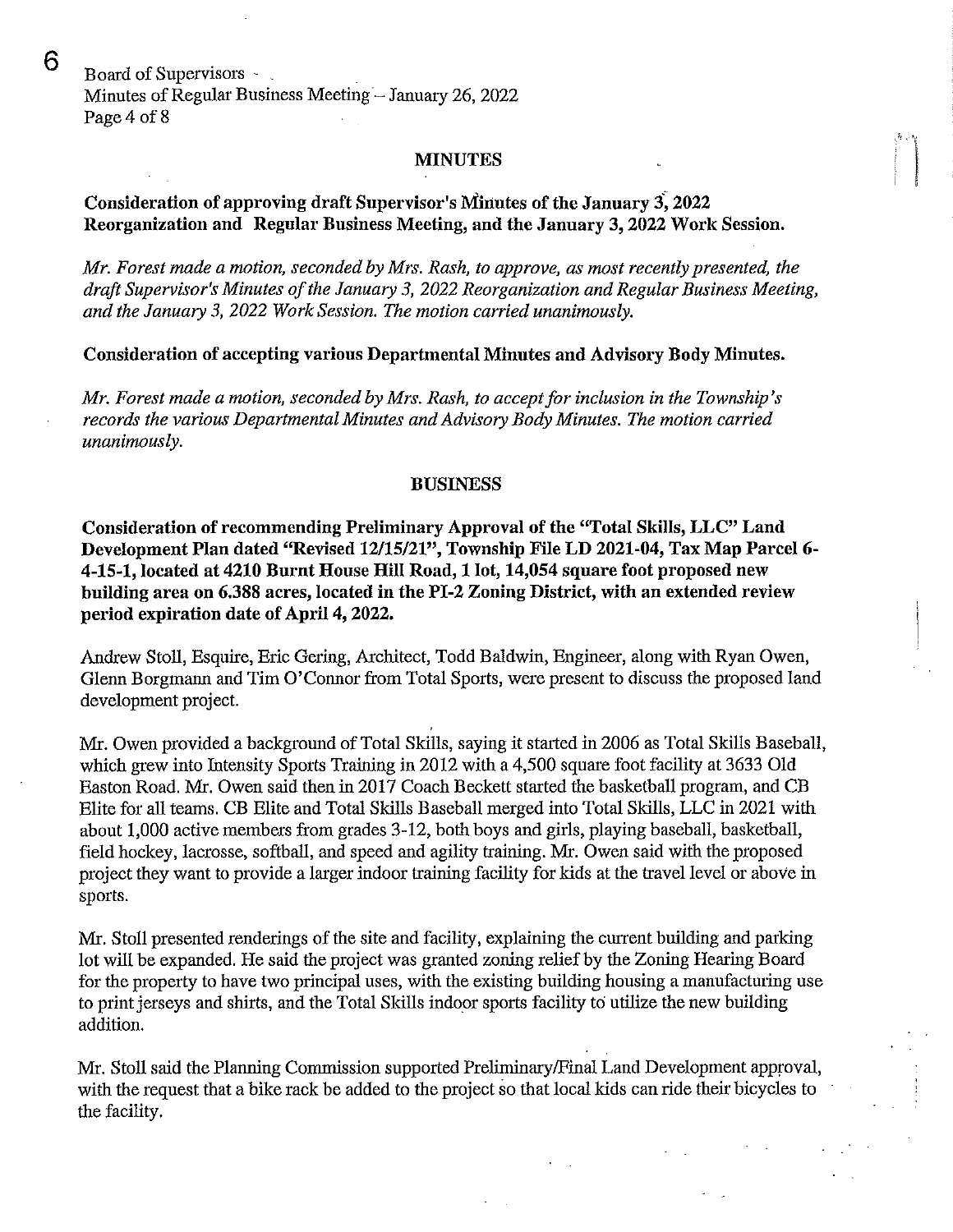## MINUTES

**Consideration of approving draft Supervisor's Minutes of the January 3, 2022 Reorganization and Regular Business Meeting, and the January 3, 2022 Work Session.**

*Mr. Forest made a motion, seconded by Mrs. Rash, to approve, as most recently presented, the draft Supervisor's Minutes of the January 3, 2022 Reorganization and Regular Business Meeting, and the January 3, 2022 Work Session. The motion carried unanimously.*

**Consideration of accepting various Departmental Minutes and Advisory Body Minutes.**

*Mr. Forest made a motion, seconded by Mrs. Rash, to accept for inclusion in the Township's records the various Departmental Minutes and Advisory Body Minutes. The motion carried unanimously.*

## BUSINESS

**Consideration of recommending Preliminary Approval of the "Total Skills, LLC" Land Development Plan dated "Revised 12/15/21", Township File LD 2021-04, Tax Map Parcel 6-4-15-1, located at 4210 Burnt House Hill Road, 1 lot, 14,054 square foot proposed new building area on 6.388 acres, located in the PI-2 Zoning District, with an extended review period expiration date of April 4, 2022.**

Andrew Stoll, Esquire, Eric Gering, Architect, Todd Baldwin, Engineer, along with Ryan Owen, Glenn Borgmann and Tim O'Connor from Total Sports, were present to discuss the proposed land development project.

Mr. Owen provided a background of Total Skills, saying it started in 2006 as Total Skills Baseball, which grew into Intensity Sports Training in 2012 with a 4,500 square foot facility at 3633 Old Easton Road. Mr. Owen said then in 2017 Coach Beckett started the basketball program, and CB Elite for all teams. CB Elite and Total Skills Baseball merged into Total Skills, LLC in 2021 with about 1,000 active members from grades 3-12, both boys and girls, playing baseball, basketball, field hockey, lacrosse, softball, and speed and agility training. Mr. Owen said with the proposed project they want to provide a larger indoor training facility for kids at the travel level or above in sports.

Mr. Stoll presented renderings of the site and facility, explaining the current building and parking lot will be expanded. He said the project was granted zoning relief by the Zoning Hearing Board for the property to have two principal uses, with the existing building housing a manufacturing use to print jerseys and shirts, and the Total Skills indoor sports facility to utilize the new building addition.

Mr. Stoll said the Planning Commission supported Preliminary/Final Land Development approval, with the request that a bike rack be added to the project so that local kids can ride their bicycles to the facility.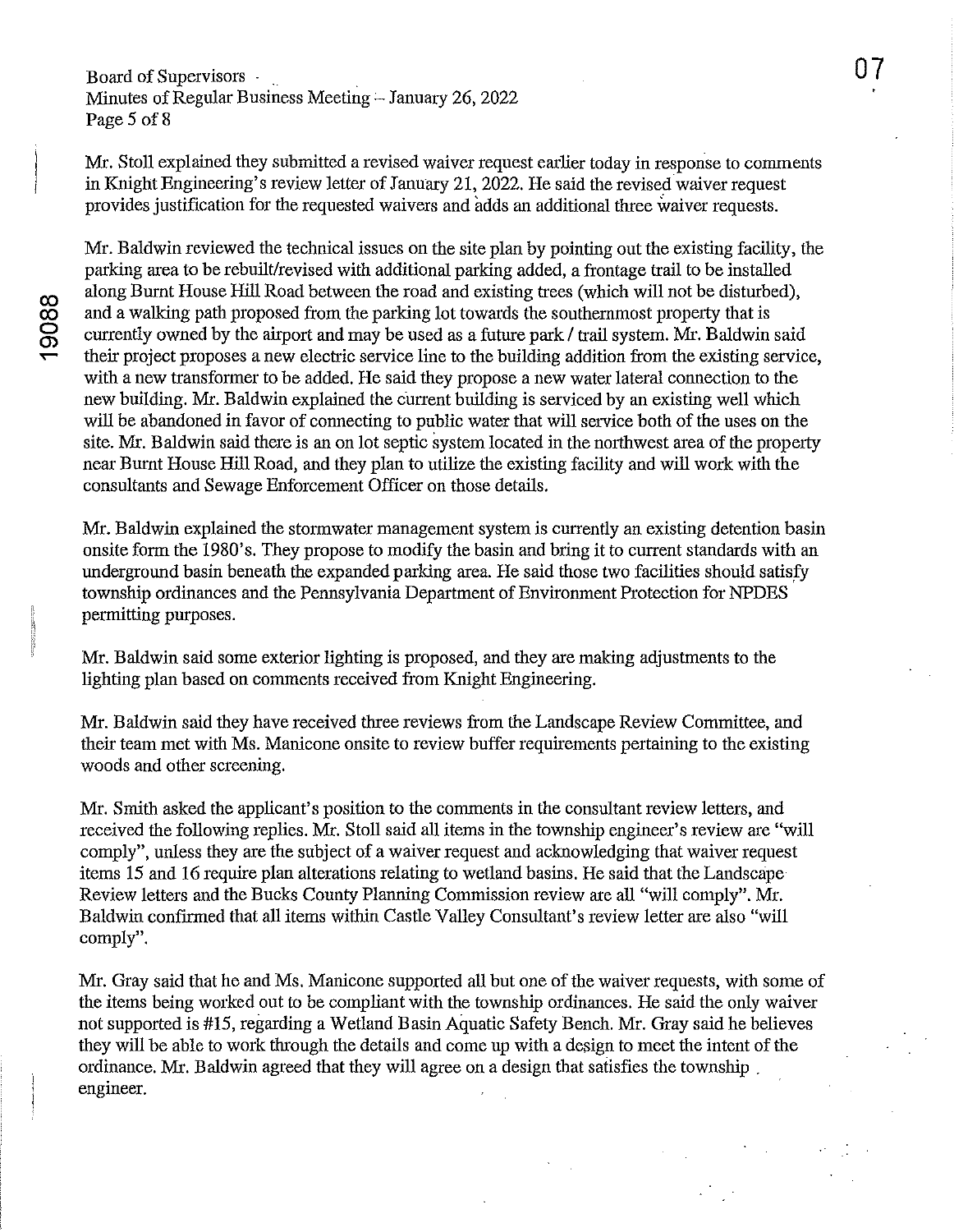Mr. Stoll explained they submitted a revised waiver request earlier today in response to comments in Knight Engineering's review letter of January 21, 2022. He said the revised waiver request provides justification for the requested waivers and adds an additional three waiver requests.

Mr. Baldwin reviewed the technical issues on the site plan by pointing out the existing facility, the parking area to be rebuilt/revised with additional parking added, a frontage trail to be installed along Burnt House Hill Road between the road and existing trees (which will not be disturbed), and a walking path proposed from the parking lot towards the southernmost property that is currently owned by the airport and may be used as a future park / trail system. Mr. Baldwin said their project proposes a new electric service line to the building addition from the existing service, with a new transformer to be added. He said they propose a new water lateral connection to the new building. Mr. Baldwin explained the current building is serviced by an existing well which will be abandoned in favor of connecting to public water that will service both of the uses on the site. Mr. Baldwin said there is an on lot septic system located in the northwest area of the property near Burnt House Hill Road, and they plan to utilize the existing facility and will work with the consultants and Sewage Enforcement Officer on those details.

Mr. Baldwin explained the stormwater management system is currently an existing detention basin onsite form the 1980's. They propose to modify the basin and bring it to current standards with an underground basin beneath the expanded parking area. He said those two facilities should satisfy township ordinances and the Pennsylvania Department of Environment Protection for NPDES permitting purposes.

Mr. Baldwin said some exterior lighting is proposed, and they are making adjustments to the lighting plan based on comments received from Knight Engineering.

Mr. Baldwin said they have received three reviews from the Landscape Review Committee, and their team met with Ms. Manicone onsite to review buffer requirements pertaining to the existing woods and other screening.

Mr. Smith asked the applicant's position to the comments in the consultant review letters, and received the following replies. Mr. Stoll said all items in the township engineer's review are "will comply", unless they are the subject of a waiver request and acknowledging that waiver request items 15 and 16 require plan alterations relating to wetland basins. He said that the Landscape Review letters and the Bucks County Planning Commission review are all "will comply". Mr. Baldwin confirmed that all items within Castle Valley Consultant's review letter are also "will comply".

Mr. Gray said that he and Ms. Manicone supported all but one of the waiver requests, with some of the items being worked out to be compliant with the township ordinances. He said the only waiver not supported is #15, regarding a Wetland Basin Aquatic Safety Bench. Mr. Gray said he believes they will be able to work through the details and come up with a design to meet the intent of the ordinance. Mr. Baldwin agreed that they will agree on a design that satisfies the township engineer.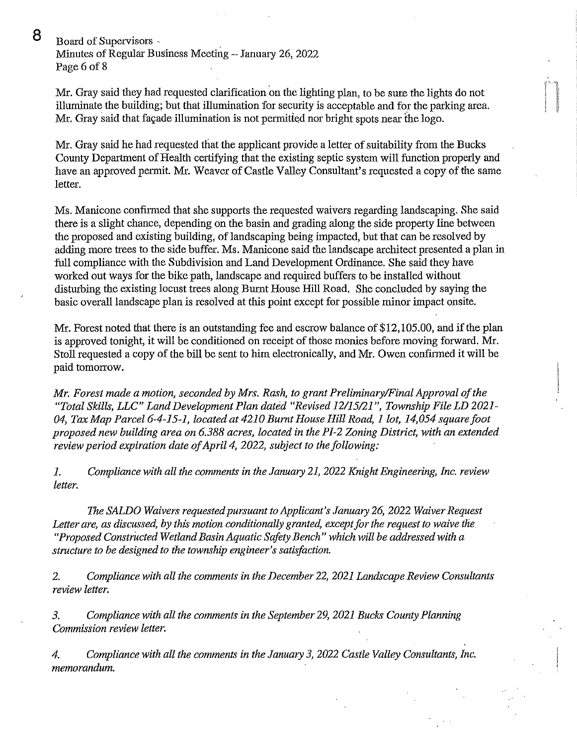Mr. Gray said they had requested clarification on the lighting plan, to be sure the lights do not illuminate the building; but that illumination for security is acceptable and for the parking area. Mr. Gray said that façade illumination is not permitted nor bright spots near the logo.

Mr. Gray said he had requested that the applicant provide a letter of suitability from the Bucks County Department of Health certifying that the existing septic system will function properly and have an approved permit. Mr. Weaver of Castle Valley Consultant's requested a copy of the same letter.

Ms. Manicone confirmed that she supports the requested waivers regarding landscaping. She said there is a slight chance, depending on the basin and grading along the side property line between the proposed and existing building, of landscaping being impacted, but that can be resolved by adding more trees to the side buffer. Ms. Manicone said the landscape architect presented a plan in full compliance with the Subdivision and Land Development Ordinance. She said they have worked out ways for the bike path, landscape and required buffers to be installed without disturbing the existing locust trees along Burnt House Hill Road. She concluded by saying the basic overall landscape plan is resolved at this point except for possible minor impact onsite.

Mr. Forest noted that there is an outstanding fee and escrow balance of $12,105.00, and if the plan is approved tonight, it will be conditioned on receipt of those monies before moving forward. Mr. Stoll requested a copy of the bill be sent to him electronically, and Mr. Owen confirmed it will be paid tomorrow.

*Mr. Forest made a motion, seconded by Mrs. Rash, to grant Preliminary/Final Approval of the "Total Skills, LLC" Land Development Plan dated "Revised 12/15/21", Township File LD 2021-04, Tax Map Parcel 6-4-15-1, located at 4210 Burnt House Hill Road, 1 lot, 14,054 square foot proposed new building area on 6.388 acres, located in the PI-2 Zoning District, with an extended review period expiration date of April 4, 2022, subject to the following:*

*1. Compliance with all the comments in the January 21, 2022 Knight Engineering, Inc. review letter.*

*The SALDO Waivers requested pursuant to Applicant's January 26, 2022 Waiver Request Letter are, as discussed, by this motion conditionally granted, except for the request to waive the "Proposed Constructed Wetland Basin Aquatic Safety Bench" which will be addressed with a structure to be designed to the township engineer's satisfaction.*

*2. Compliance with all the comments in the December 22, 2021 Landscape Review Consultants review letter.*

*3. Compliance with all the comments in the September 29, 2021 Bucks County Planning Commission review letter.*

*4. Compliance with all the comments in the January 3, 2022 Castle Valley Consultants, Inc. memorandum.*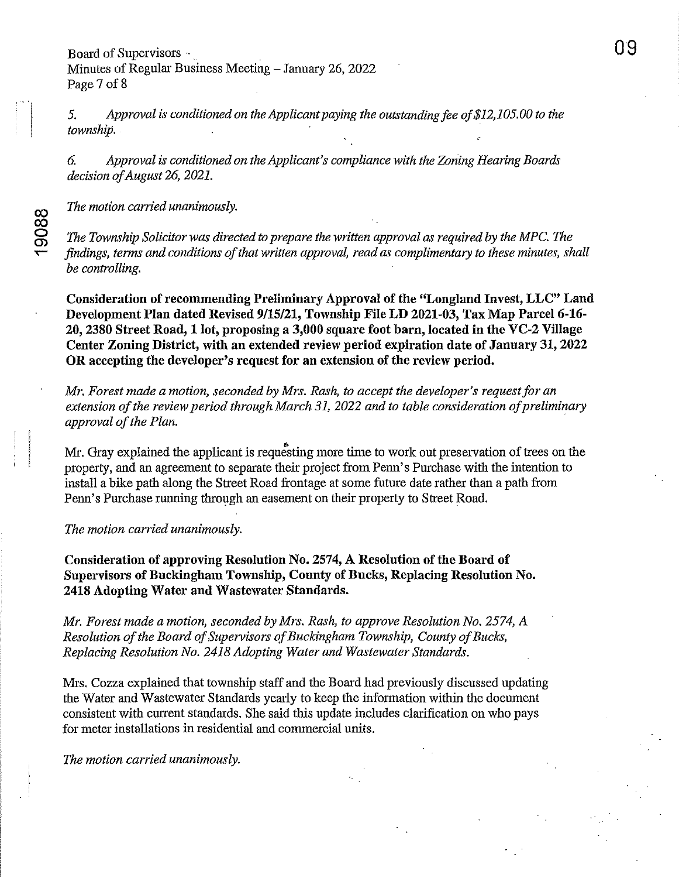*5. Approval is conditioned on the Applicant paying the outstanding fee of $12,105.00 to the township.*

*6. Approval is conditioned on the Applicant's compliance with the Zoning Hearing Boards decision of August 26, 2021.*

*The motion carried unanimously.*

*The Township Solicitor was directed to prepare the written approval as required by the MPC. The findings, terms and conditions of that written approval, read as complimentary to these minutes, shall be controlling.*

**Consideration of recommending Preliminary Approval of the "Longland Invest, LLC" Land Development Plan dated Revised 9/15/21, Township File LD 2021-03, Tax Map Parcel 6-16-20, 2380 Street Road, 1 lot, proposing a 3,000 square foot barn, located in the VC-2 Village Center Zoning District, with an extended review period expiration date of January 31, 2022 OR accepting the developer's request for an extension of the review period.**

*Mr. Forest made a motion, seconded by Mrs. Rash, to accept the developer's request for an extension of the review period through March 31, 2022 and to table consideration of preliminary approval of the Plan.*

Mr. Gray explained the applicant is requesting more time to work out preservation of trees on the property, and an agreement to separate their project from Penn's Purchase with the intention to install a bike path along the Street Road frontage at some future date rather than a path from Penn's Purchase running through an easement on their property to Street Road.

*The motion carried unanimously.*

**Consideration of approving Resolution No. 2574, A Resolution of the Board of Supervisors of Buckingham Township, County of Bucks, Replacing Resolution No. 2418 Adopting Water and Wastewater Standards.**

*Mr. Forest made a motion, seconded by Mrs. Rash, to approve Resolution No. 2574, A Resolution of the Board of Supervisors of Buckingham Township, County of Bucks, Replacing Resolution No. 2418 Adopting Water and Wastewater Standards.*

Mrs. Cozza explained that township staff and the Board had previously discussed updating the Water and Wastewater Standards yearly to keep the information within the document consistent with current standards. She said this update includes clarification on who pays for meter installations in residential and commercial units.

*The motion carried unanimously.*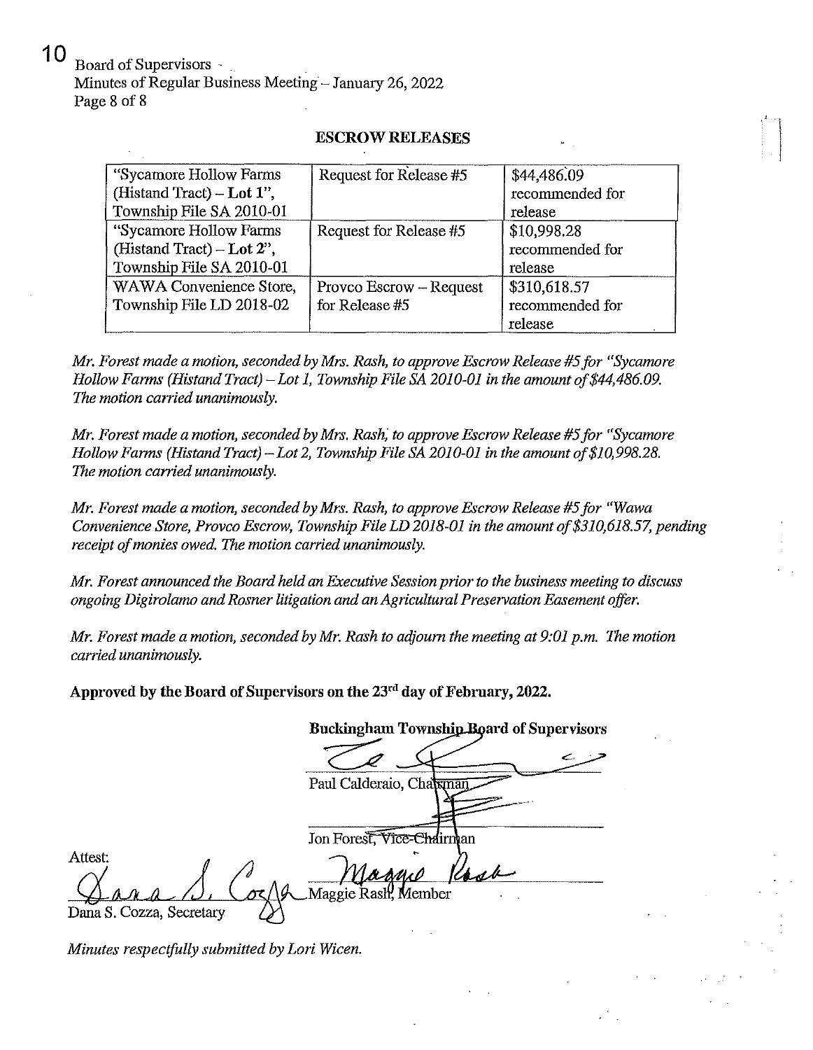## ESCROW RELEASES

| | | |
|---|---|---|
| "Sycamore Hollow Farms (Histand Tract) – **Lot 1**", Township File SA 2010-01 | Request for Release #5 | $44,486.09 recommended for release |
| "Sycamore Hollow Farms (Histand Tract) – **Lot 2**", Township File SA 2010-01 | Request for Release #5 | $10,998.28 recommended for release |
| WAWA Convenience Store, Township File LD 2018-02 | Provco Escrow – Request for Release #5 | $310,618.57 recommended for release |

*Mr. Forest made a motion, seconded by Mrs. Rash, to approve Escrow Release #5 for "Sycamore Hollow Farms (Histand Tract) – Lot 1, Township File SA 2010-01 in the amount of $44,486.09. The motion carried unanimously.*

*Mr. Forest made a motion, seconded by Mrs. Rash, to approve Escrow Release #5 for "Sycamore Hollow Farms (Histand Tract) – Lot 2, Township File SA 2010-01 in the amount of $10,998.28. The motion carried unanimously.*

*Mr. Forest made a motion, seconded by Mrs. Rash, to approve Escrow Release #5 for "Wawa Convenience Store, Provco Escrow, Township File LD 2018-01 in the amount of $310,618.57, pending receipt of monies owed. The motion carried unanimously.*

*Mr. Forest announced the Board held an Executive Session prior to the business meeting to discuss ongoing Digirolamo and Rosner litigation and an Agricultural Preservation Easement offer.*

*Mr. Forest made a motion, seconded by Mr. Rash to adjourn the meeting at 9:01 p.m. The motion carried unanimously.*

**Approved by the Board of Supervisors on the 23rd day of February, 2022.**

**Buckingham Township Board of Supervisors**

Paul Calderaio, Chairman

Jon Forest, Vice-Chairman

Attest:

Maggie Rash, Member

Dana S. Cozza, Secretary

*Minutes respectfully submitted by Lori Wicen.*